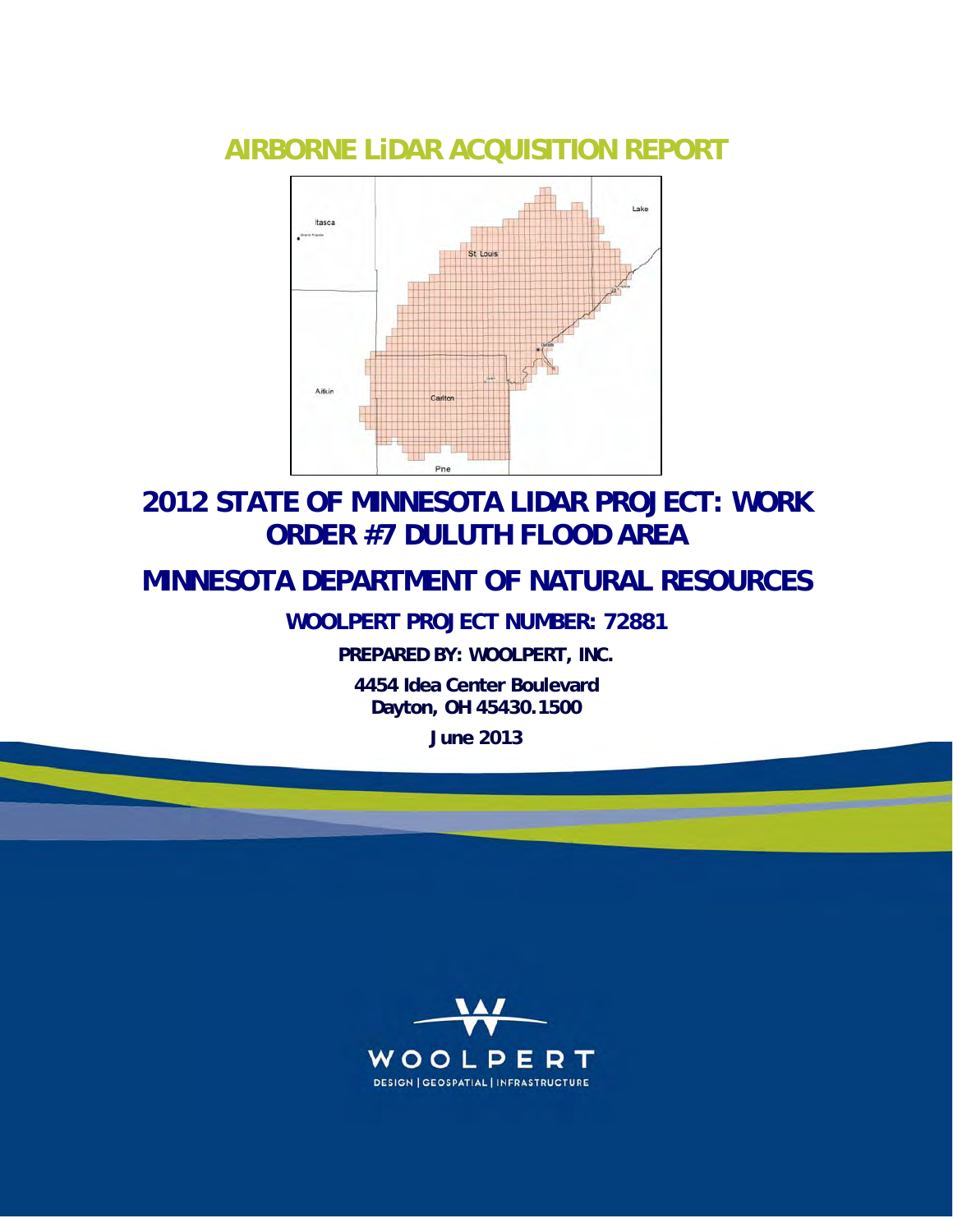# AIRBORNE LiDAR ACQUISITION REPORT

# 2012 STATE OF MINNESOTA LIDAR PROJECT: WORK ORDER #7 DULUTH FLOOD AREA

# MINNESOTA DEPARTMENT OF NATURAL RESOURCES

## WOOLPERT PROJECT NUMBER: 72881

**PREPARED BY: WOOLPERT, INC.**

**4454 Idea Center Boulevard**
**Dayton, OH 45430.1500**

**June 2013**

WOOLPERT
DESIGN | GEOSPATIAL | INFRASTRUCTURE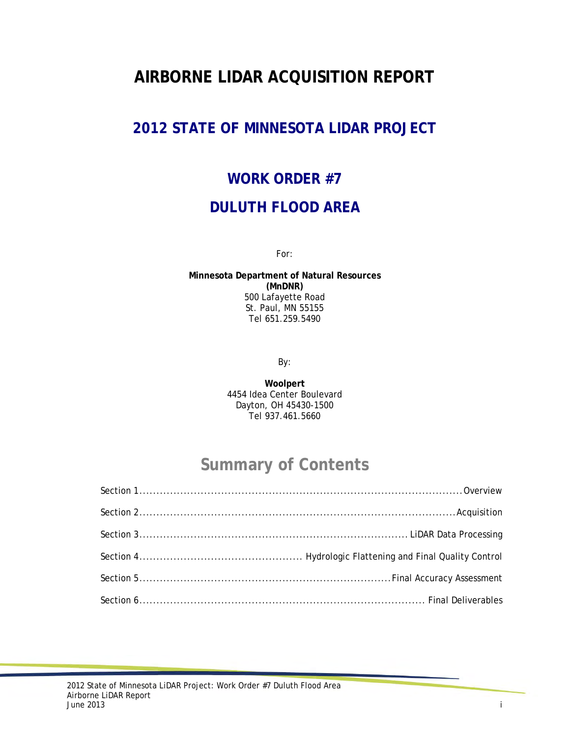# AIRBORNE LIDAR ACQUISITION REPORT

## 2012 STATE OF MINNESOTA LIDAR PROJECT

## WORK ORDER #7

## DULUTH FLOOD AREA

For:

**Minnesota Department of Natural Resources**
**(MnDNR)**
500 Lafayette Road
St. Paul, MN 55155
Tel 651.259.5490

By:

**Woolpert**
4454 Idea Center Boulevard
Dayton, OH 45430-1500
Tel 937.461.5660

## Summary of Contents

Section 1 ..................................................................................... Overview

Section 2 ..................................................................................... Acquisition

Section 3 ..................................................................................... LiDAR Data Processing

Section 4 ..................................................................................... Hydrologic Flattening and Final Quality Control

Section 5 ..................................................................................... Final Accuracy Assessment

Section 6 ..................................................................................... Final Deliverables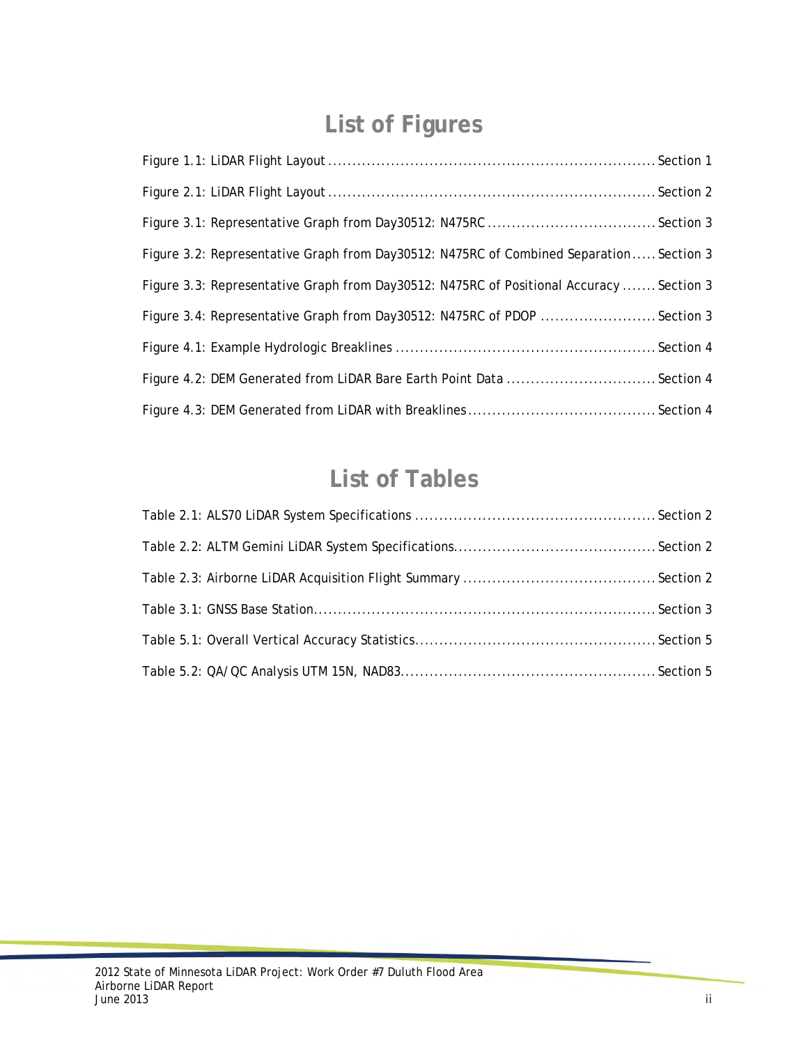# List of Figures

Figure 1.1: LiDAR Flight Layout .................................................................... Section 1

Figure 2.1: LiDAR Flight Layout .................................................................... Section 2

Figure 3.1: Representative Graph from Day30512: N475RC .................................. Section 3

Figure 3.2: Representative Graph from Day30512: N475RC of Combined Separation ..... Section 3

Figure 3.3: Representative Graph from Day30512: N475RC of Positional Accuracy ....... Section 3

Figure 3.4: Representative Graph from Day30512: N475RC of PDOP ........................ Section 3

Figure 4.1: Example Hydrologic Breaklines ....................................................... Section 4

Figure 4.2: DEM Generated from LiDAR Bare Earth Point Data ............................... Section 4

Figure 4.3: DEM Generated from LiDAR with Breaklines ....................................... Section 4

# List of Tables

Table 2.1: ALS70 LiDAR System Specifications .................................................. Section 2

Table 2.2: ALTM Gemini LiDAR System Specifications.......................................... Section 2

Table 2.3: Airborne LiDAR Acquisition Flight Summary ........................................ Section 2

Table 3.1: GNSS Base Station....................................................................... Section 3

Table 5.1: Overall Vertical Accuracy Statistics................................................. Section 5

Table 5.2: QA/QC Analysis UTM 15N, NAD83.................................................... Section 5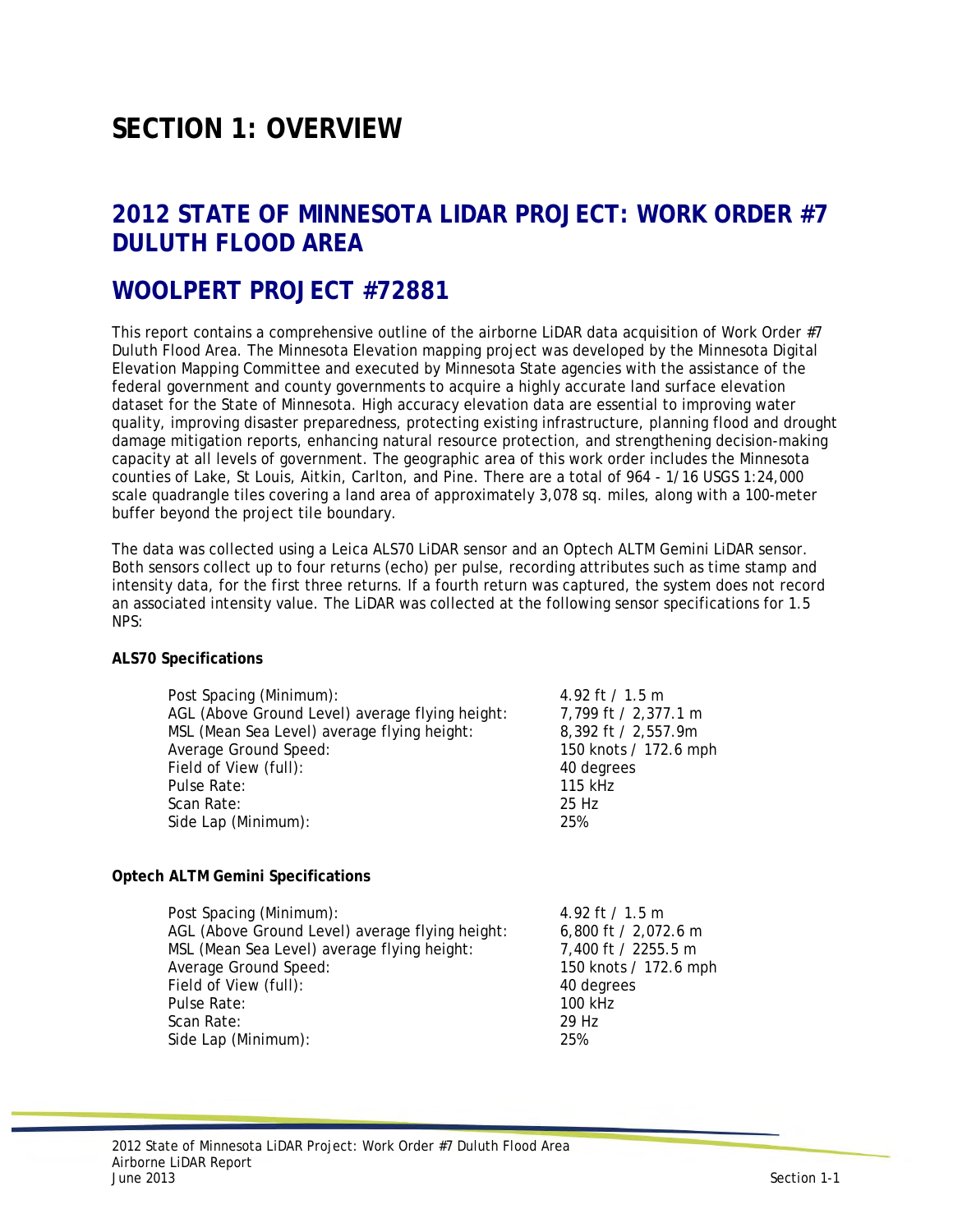# SECTION 1: OVERVIEW

## 2012 STATE OF MINNESOTA LIDAR PROJECT: WORK ORDER #7 DULUTH FLOOD AREA

## WOOLPERT PROJECT #72881

This report contains a comprehensive outline of the airborne LiDAR data acquisition of Work Order #7 Duluth Flood Area. The Minnesota Elevation mapping project was developed by the Minnesota Digital Elevation Mapping Committee and executed by Minnesota State agencies with the assistance of the federal government and county governments to acquire a highly accurate land surface elevation dataset for the State of Minnesota. High accuracy elevation data are essential to improving water quality, improving disaster preparedness, protecting existing infrastructure, planning flood and drought damage mitigation reports, enhancing natural resource protection, and strengthening decision-making capacity at all levels of government. The geographic area of this work order includes the Minnesota counties of Lake, St Louis, Aitkin, Carlton, and Pine. There are a total of 964 - 1/16 USGS 1:24,000 scale quadrangle tiles covering a land area of approximately 3,078 sq. miles, along with a 100-meter buffer beyond the project tile boundary.

The data was collected using a Leica ALS70 LiDAR sensor and an Optech ALTM Gemini LiDAR sensor. Both sensors collect up to four returns (echo) per pulse, recording attributes such as time stamp and intensity data, for the first three returns. If a fourth return was captured, the system does not record an associated intensity value. The LiDAR was collected at the following sensor specifications for 1.5 NPS:

**ALS70 Specifications**

| | |
|---|---|
| Post Spacing (Minimum): | 4.92 ft / 1.5 m |
| AGL (Above Ground Level) average flying height: | 7,799 ft / 2,377.1 m |
| MSL (Mean Sea Level) average flying height: | 8,392 ft / 2,557.9m |
| Average Ground Speed: | 150 knots / 172.6 mph |
| Field of View (full): | 40 degrees |
| Pulse Rate: | 115 kHz |
| Scan Rate: | 25 Hz |
| Side Lap (Minimum): | 25% |

**Optech ALTM Gemini Specifications**

| | |
|---|---|
| Post Spacing (Minimum): | 4.92 ft / 1.5 m |
| AGL (Above Ground Level) average flying height: | 6,800 ft / 2,072.6 m |
| MSL (Mean Sea Level) average flying height: | 7,400 ft / 2255.5 m |
| Average Ground Speed: | 150 knots / 172.6 mph |
| Field of View (full): | 40 degrees |
| Pulse Rate: | 100 kHz |
| Scan Rate: | 29 Hz |
| Side Lap (Minimum): | 25% |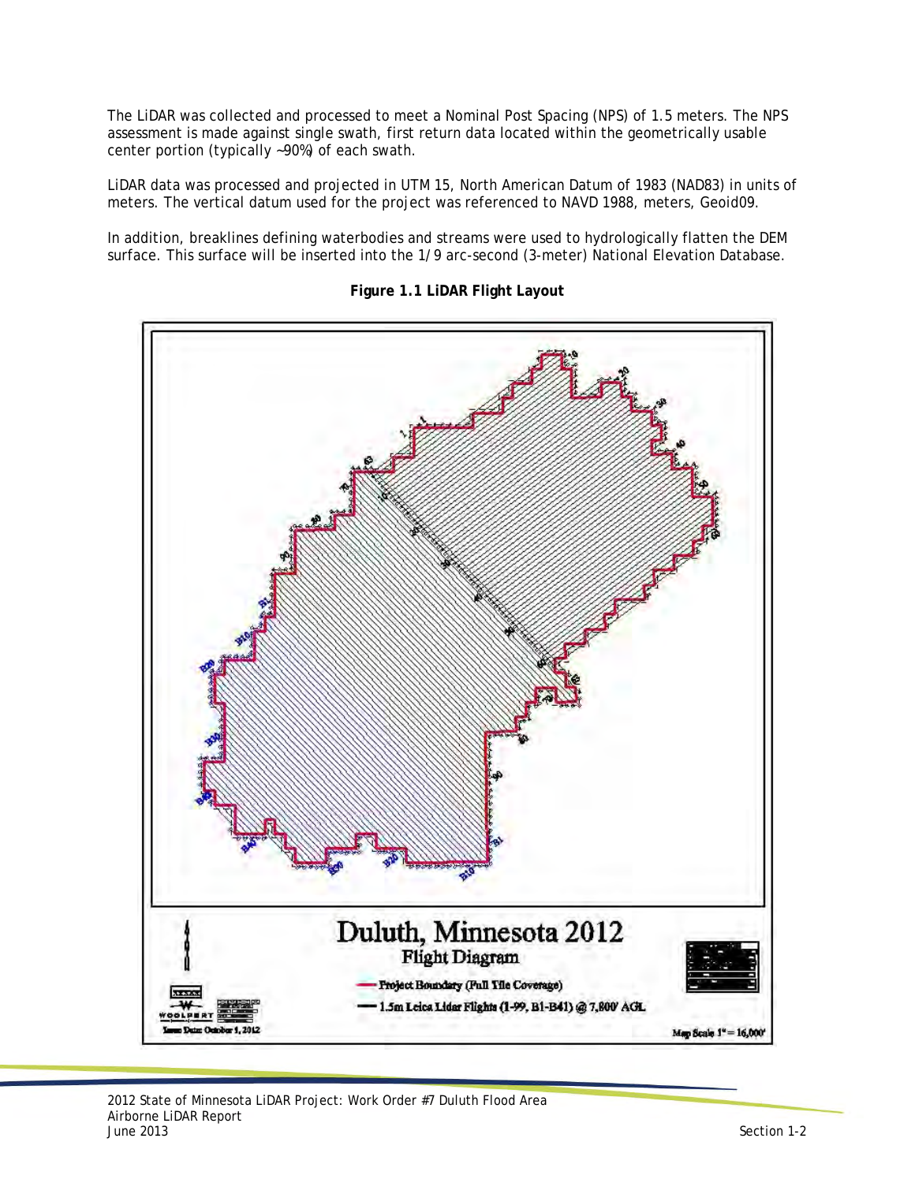The LiDAR was collected and processed to meet a Nominal Post Spacing (NPS) of 1.5 meters. The NPS assessment is made against single swath, first return data located within the geometrically usable center portion (typically ~90%) of each swath.

LiDAR data was processed and projected in UTM 15, North American Datum of 1983 (NAD83) in units of meters. The vertical datum used for the project was referenced to NAVD 1988, meters, Geoid09.

In addition, breaklines defining waterbodies and streams were used to hydrologically flatten the DEM surface. This surface will be inserted into the 1/9 arc-second (3-meter) National Elevation Database.

**Figure 1.1 LiDAR Flight Layout**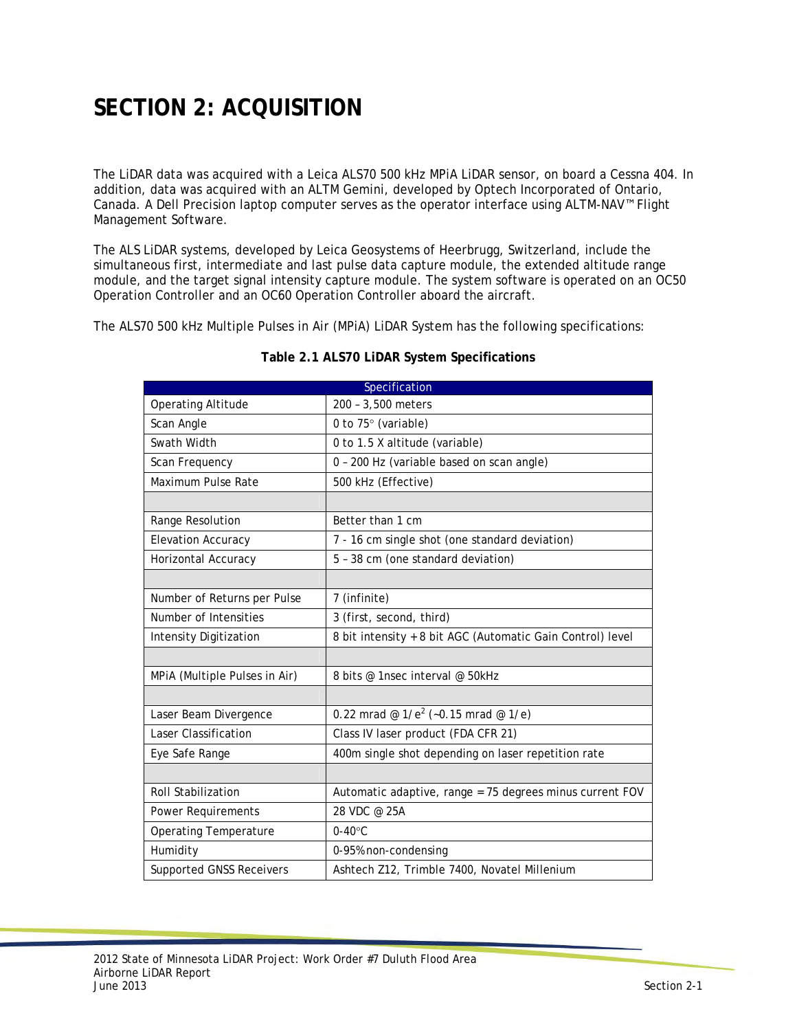# SECTION 2: ACQUISITION

The LiDAR data was acquired with a Leica ALS70 500 kHz MPiA LiDAR sensor, on board a Cessna 404. In addition, data was acquired with an ALTM Gemini, developed by Optech Incorporated of Ontario, Canada. A Dell Precision laptop computer serves as the operator interface using ALTM-NAV™ Flight Management Software.

The ALS LiDAR systems, developed by Leica Geosystems of Heerbrugg, Switzerland, include the simultaneous first, intermediate and last pulse data capture module, the extended altitude range module, and the target signal intensity capture module. The system software is operated on an OC50 Operation Controller and an OC60 Operation Controller aboard the aircraft.

The ALS70 500 kHz Multiple Pulses in Air (MPiA) LiDAR System has the following specifications:

**Table 2.1 ALS70 LiDAR System Specifications**

| Specification | |
|---|---|
| Operating Altitude | 200 – 3,500 meters |
| Scan Angle | 0 to 75° (variable) |
| Swath Width | 0 to 1.5 X altitude (variable) |
| Scan Frequency | 0 – 200 Hz (variable based on scan angle) |
| Maximum Pulse Rate | 500 kHz (Effective) |
| | |
| Range Resolution | Better than 1 cm |
| Elevation Accuracy | 7 - 16 cm single shot (one standard deviation) |
| Horizontal Accuracy | 5 – 38 cm (one standard deviation) |
| | |
| Number of Returns per Pulse | 7 (infinite) |
| Number of Intensities | 3 (first, second, third) |
| Intensity Digitization | 8 bit intensity + 8 bit AGC (Automatic Gain Control) level |
| | |
| MPiA (Multiple Pulses in Air) | 8 bits @ 1nsec interval @ 50kHz |
| | |
| Laser Beam Divergence | 0.22 mrad @ $1/e^2$ (~0.15 mrad @ 1/e) |
| Laser Classification | Class IV laser product (FDA CFR 21) |
| Eye Safe Range | 400m single shot depending on laser repetition rate |
| | |
| Roll Stabilization | Automatic adaptive, range = 75 degrees minus current FOV |
| Power Requirements | 28 VDC @ 25A |
| Operating Temperature | 0-40°C |
| Humidity | 0-95% non-condensing |
| Supported GNSS Receivers | Ashtech Z12, Trimble 7400, Novatel Millenium |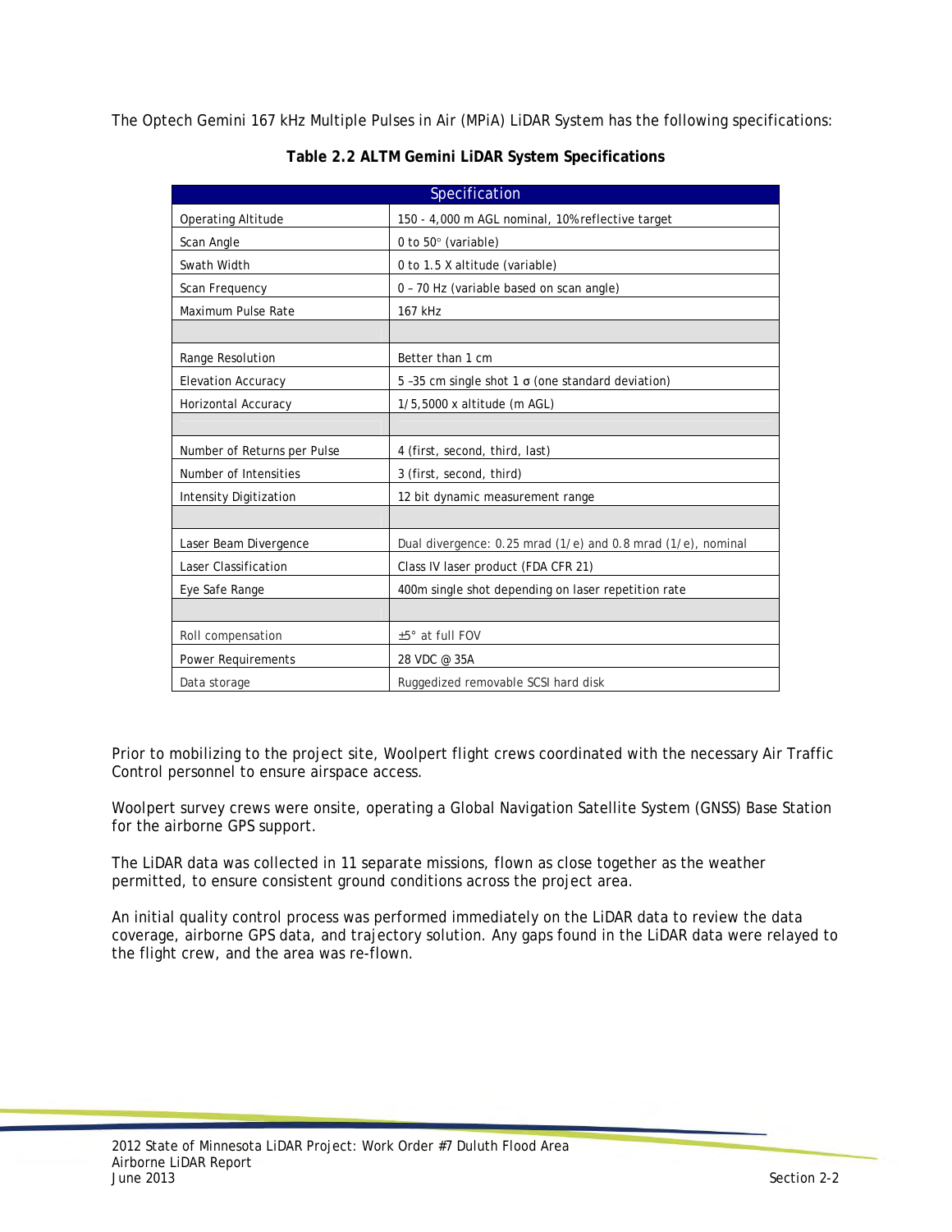The Optech Gemini 167 kHz Multiple Pulses in Air (MPiA) LiDAR System has the following specifications:

**Table 2.2 ALTM Gemini LiDAR System Specifications**

| Specification | |
|---|---|
| Operating Altitude | 150 - 4,000 m AGL nominal, 10% reflective target |
| Scan Angle | 0 to 50° (variable) |
| Swath Width | 0 to 1.5 X altitude (variable) |
| Scan Frequency | 0 – 70 Hz (variable based on scan angle) |
| Maximum Pulse Rate | 167 kHz |
| | |
| Range Resolution | Better than 1 cm |
| Elevation Accuracy | 5 –35 cm single shot 1 σ (one standard deviation) |
| Horizontal Accuracy | 1/5,5000 x altitude (m AGL) |
| | |
| Number of Returns per Pulse | 4 (first, second, third, last) |
| Number of Intensities | 3 (first, second, third) |
| Intensity Digitization | 12 bit dynamic measurement range |
| | |
| Laser Beam Divergence | Dual divergence: 0.25 mrad (1/e) and 0.8 mrad (1/e), nominal |
| Laser Classification | Class IV laser product (FDA CFR 21) |
| Eye Safe Range | 400m single shot depending on laser repetition rate |
| | |
| Roll compensation | ±5° at full FOV |
| Power Requirements | 28 VDC @ 35A |
| Data storage | Ruggedized removable SCSI hard disk |

Prior to mobilizing to the project site, Woolpert flight crews coordinated with the necessary Air Traffic Control personnel to ensure airspace access.

Woolpert survey crews were onsite, operating a Global Navigation Satellite System (GNSS) Base Station for the airborne GPS support.

The LiDAR data was collected in 11 separate missions, flown as close together as the weather permitted, to ensure consistent ground conditions across the project area.

An initial quality control process was performed immediately on the LiDAR data to review the data coverage, airborne GPS data, and trajectory solution. Any gaps found in the LiDAR data were relayed to the flight crew, and the area was re-flown.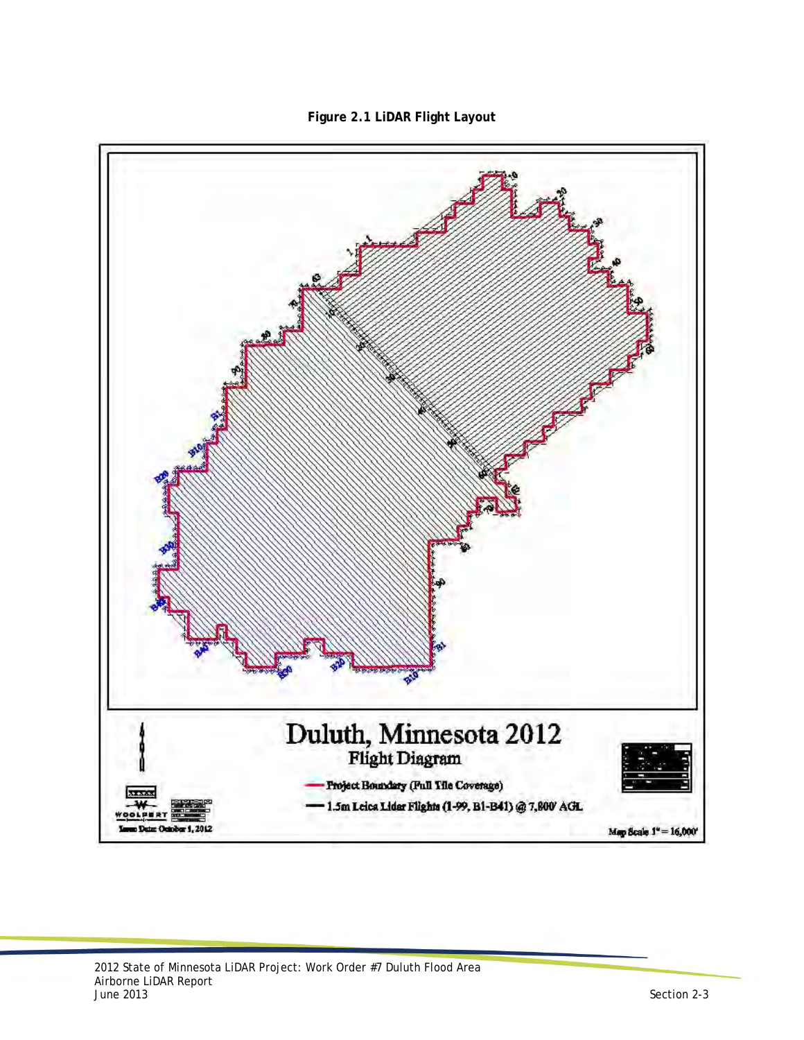**Figure 2.1 LiDAR Flight Layout**

Duluth, Minnesota 2012

Flight Diagram

— Project Boundary (Full Tile Coverage)

— 1.5m Leica Lidar Flights (1-99, B1-B41) @ 7,800' AGL

Issue Date: October 1, 2012

Map Scale 1" = 16,000'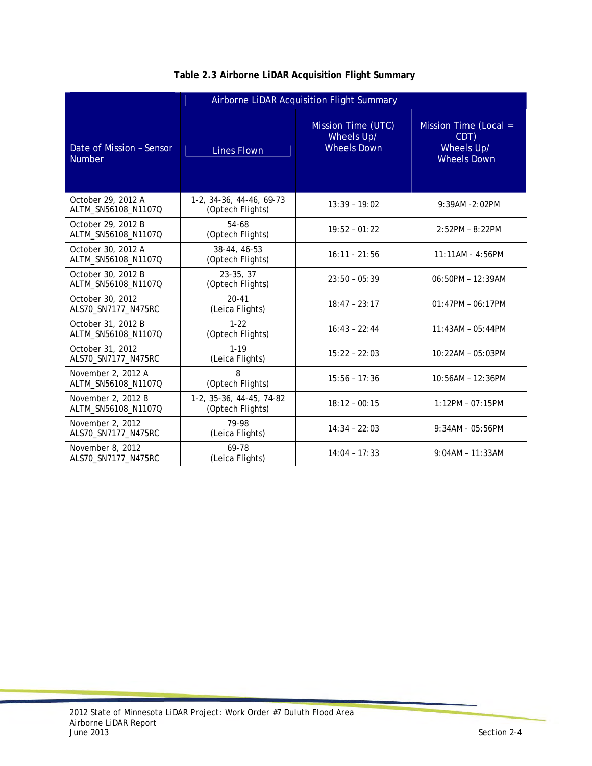**Table 2.3 Airborne LiDAR Acquisition Flight Summary**

| Airborne LiDAR Acquisition Flight Summary | | | |
|---|---|---|---|
| Date of Mission – Sensor Number | Lines Flown | Mission Time (UTC) Wheels Up/ Wheels Down | Mission Time (Local = CDT) Wheels Up/ Wheels Down |
| October 29, 2012 A ALTM_SN56108_N1107Q | 1-2, 34-36, 44-46, 69-73 (Optech Flights) | 13:39 – 19:02 | 9:39AM -2:02PM |
| October 29, 2012 B ALTM_SN56108_N1107Q | 54-68 (Optech Flights) | 19:52 – 01:22 | 2:52PM – 8:22PM |
| October 30, 2012 A ALTM_SN56108_N1107Q | 38-44, 46-53 (Optech Flights) | 16:11 - 21:56 | 11:11AM - 4:56PM |
| October 30, 2012 B ALTM_SN56108_N1107Q | 23-35, 37 (Optech Flights) | 23:50 – 05:39 | 06:50PM – 12:39AM |
| October 30, 2012 ALS70_SN7177_N475RC | 20-41 (Leica Flights) | 18:47 – 23:17 | 01:47PM – 06:17PM |
| October 31, 2012 B ALTM_SN56108_N1107Q | 1-22 (Optech Flights) | 16:43 – 22:44 | 11:43AM – 05:44PM |
| October 31, 2012 ALS70_SN7177_N475RC | 1-19 (Leica Flights) | 15:22 – 22:03 | 10:22AM – 05:03PM |
| November 2, 2012 A ALTM_SN56108_N1107Q | 8 (Optech Flights) | 15:56 – 17:36 | 10:56AM – 12:36PM |
| November 2, 2012 B ALTM_SN56108_N1107Q | 1-2, 35-36, 44-45, 74-82 (Optech Flights) | 18:12 – 00:15 | 1:12PM – 07:15PM |
| November 2, 2012 ALS70_SN7177_N475RC | 79-98 (Leica Flights) | 14:34 – 22:03 | 9:34AM - 05:56PM |
| November 8, 2012 ALS70_SN7177_N475RC | 69-78 (Leica Flights) | 14:04 – 17:33 | 9:04AM – 11:33AM |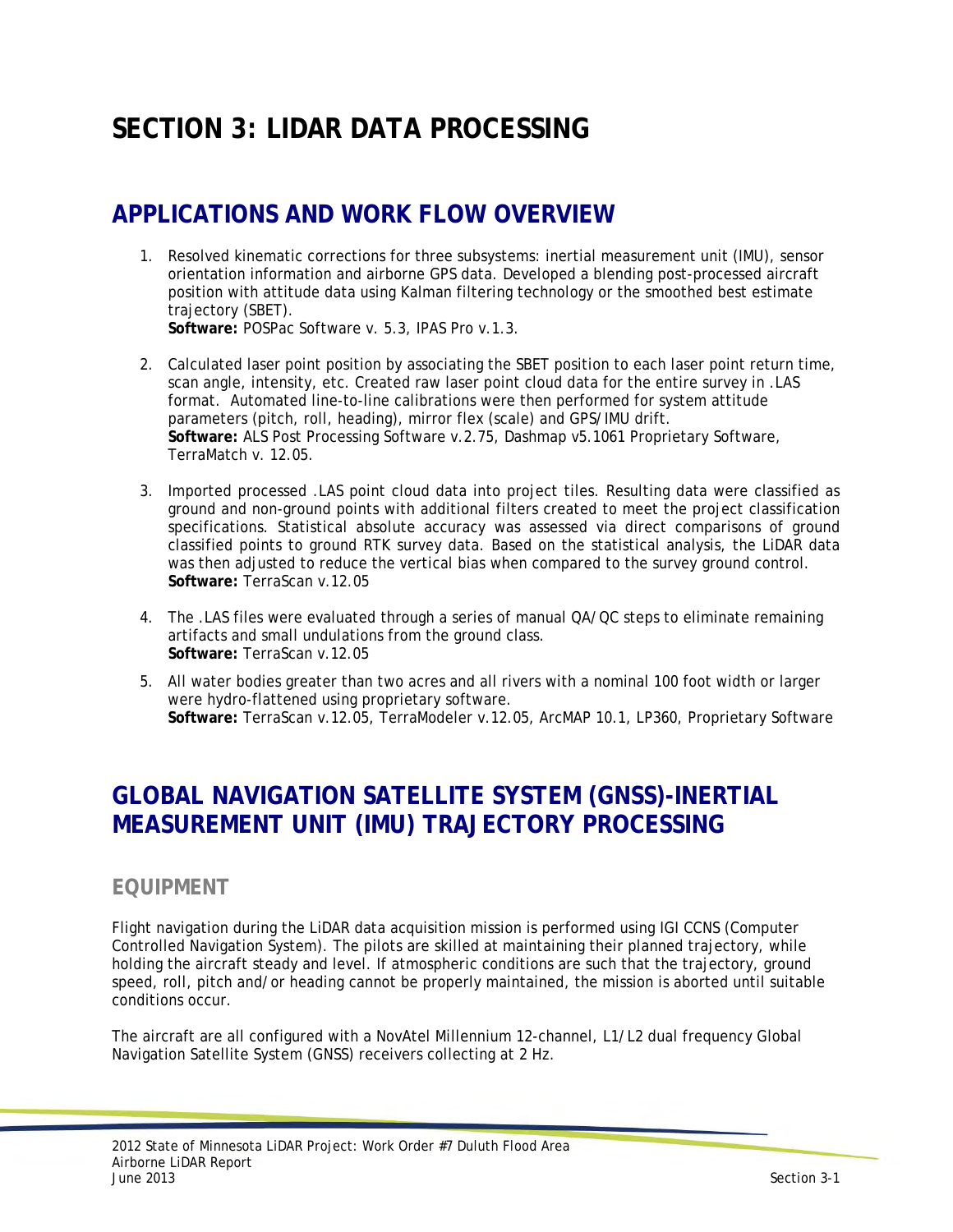# SECTION 3: LIDAR DATA PROCESSING

## APPLICATIONS AND WORK FLOW OVERVIEW

1. Resolved kinematic corrections for three subsystems: inertial measurement unit (IMU), sensor orientation information and airborne GPS data. Developed a blending post-processed aircraft position with attitude data using Kalman filtering technology or the smoothed best estimate trajectory (SBET).
   **Software:** POSPac Software v. 5.3, IPAS Pro v.1.3.

2. Calculated laser point position by associating the SBET position to each laser point return time, scan angle, intensity, etc. Created raw laser point cloud data for the entire survey in .LAS format. Automated line-to-line calibrations were then performed for system attitude parameters (pitch, roll, heading), mirror flex (scale) and GPS/IMU drift.
   **Software:** ALS Post Processing Software v.2.75, Dashmap v5.1061 Proprietary Software, TerraMatch v. 12.05.

3. Imported processed .LAS point cloud data into project tiles. Resulting data were classified as ground and non-ground points with additional filters created to meet the project classification specifications. Statistical absolute accuracy was assessed via direct comparisons of ground classified points to ground RTK survey data. Based on the statistical analysis, the LiDAR data was then adjusted to reduce the vertical bias when compared to the survey ground control.
   **Software:** TerraScan v.12.05

4. The .LAS files were evaluated through a series of manual QA/QC steps to eliminate remaining artifacts and small undulations from the ground class.
   **Software:** TerraScan v.12.05

5. All water bodies greater than two acres and all rivers with a nominal 100 foot width or larger were hydro-flattened using proprietary software.
   **Software:** TerraScan v.12.05, TerraModeler v.12.05, ArcMAP 10.1, LP360, Proprietary Software

## GLOBAL NAVIGATION SATELLITE SYSTEM (GNSS)-INERTIAL MEASUREMENT UNIT (IMU) TRAJECTORY PROCESSING

### EQUIPMENT

Flight navigation during the LiDAR data acquisition mission is performed using IGI CCNS (Computer Controlled Navigation System). The pilots are skilled at maintaining their planned trajectory, while holding the aircraft steady and level. If atmospheric conditions are such that the trajectory, ground speed, roll, pitch and/or heading cannot be properly maintained, the mission is aborted until suitable conditions occur.

The aircraft are all configured with a NovAtel Millennium 12-channel, L1/L2 dual frequency Global Navigation Satellite System (GNSS) receivers collecting at 2 Hz.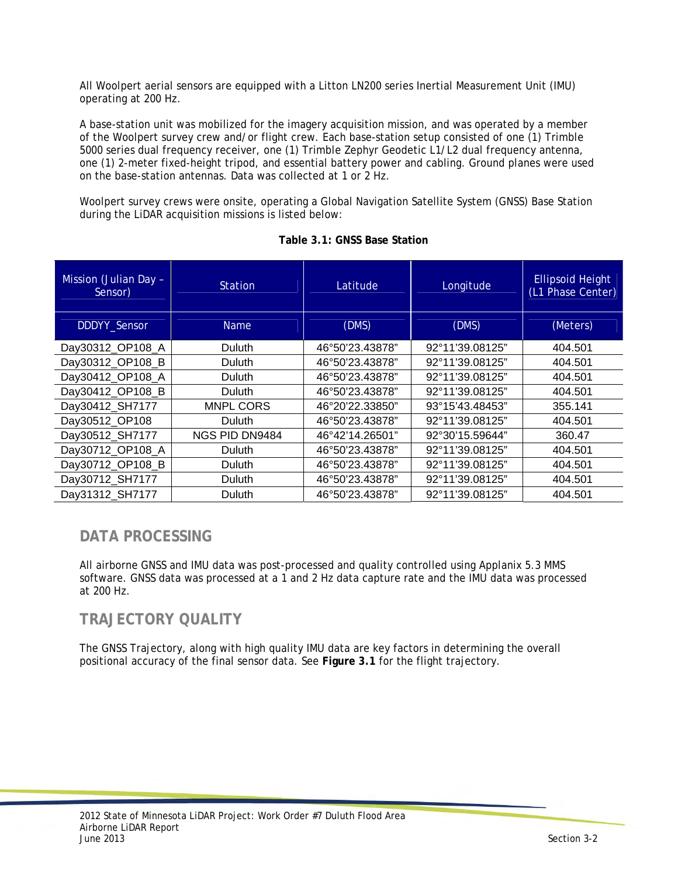All Woolpert aerial sensors are equipped with a Litton LN200 series Inertial Measurement Unit (IMU) operating at 200 Hz.

A base-station unit was mobilized for the imagery acquisition mission, and was operated by a member of the Woolpert survey crew and/or flight crew. Each base-station setup consisted of one (1) Trimble 5000 series dual frequency receiver, one (1) Trimble Zephyr Geodetic L1/L2 dual frequency antenna, one (1) 2-meter fixed-height tripod, and essential battery power and cabling. Ground planes were used on the base-station antennas. Data was collected at 1 or 2 Hz.

Woolpert survey crews were onsite, operating a Global Navigation Satellite System (GNSS) Base Station during the LiDAR acquisition missions is listed below:

**Table 3.1: GNSS Base Station**

| Mission (Julian Day – Sensor) | Station | Latitude | Longitude | Ellipsoid Height (L1 Phase Center) |
|---|---|---|---|---|
| DDDYY_Sensor | Name | (DMS) | (DMS) | (Meters) |
| Day30312_OP108_A | Duluth | 46°50'23.43878" | 92°11'39.08125" | 404.501 |
| Day30312_OP108_B | Duluth | 46°50'23.43878" | 92°11'39.08125" | 404.501 |
| Day30412_OP108_A | Duluth | 46°50'23.43878" | 92°11'39.08125" | 404.501 |
| Day30412_OP108_B | Duluth | 46°50'23.43878" | 92°11'39.08125" | 404.501 |
| Day30412_SH7177 | MNPL CORS | 46°20'22.33850" | 93°15'43.48453" | 355.141 |
| Day30512_OP108 | Duluth | 46°50'23.43878" | 92°11'39.08125" | 404.501 |
| Day30512_SH7177 | NGS PID DN9484 | 46°42'14.26501" | 92°30'15.59644" | 360.47 |
| Day30712_OP108_A | Duluth | 46°50'23.43878" | 92°11'39.08125" | 404.501 |
| Day30712_OP108_B | Duluth | 46°50'23.43878" | 92°11'39.08125" | 404.501 |
| Day30712_SH7177 | Duluth | 46°50'23.43878" | 92°11'39.08125" | 404.501 |
| Day31312_SH7177 | Duluth | 46°50'23.43878" | 92°11'39.08125" | 404.501 |

## DATA PROCESSING

All airborne GNSS and IMU data was post-processed and quality controlled using Applanix 5.3 MMS software. GNSS data was processed at a 1 and 2 Hz data capture rate and the IMU data was processed at 200 Hz.

## TRAJECTORY QUALITY

The GNSS Trajectory, along with high quality IMU data are key factors in determining the overall positional accuracy of the final sensor data. See **Figure 3.1** for the flight trajectory.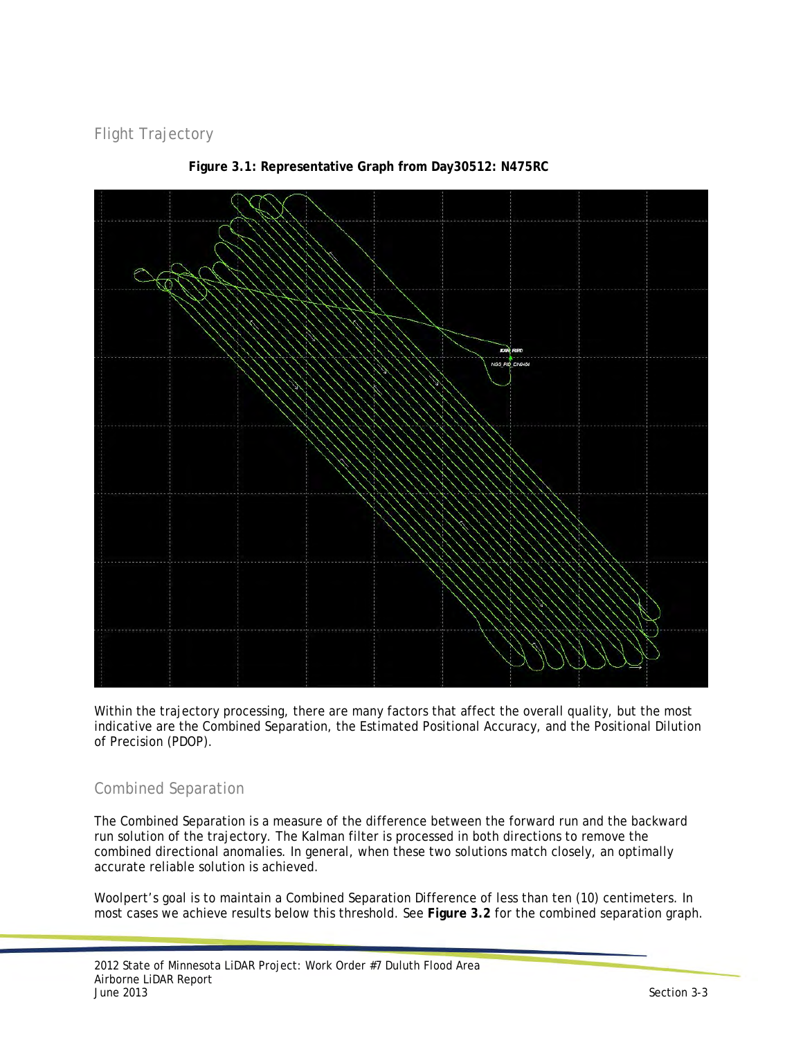## Flight Trajectory

**Figure 3.1: Representative Graph from Day30512: N475RC**

Within the trajectory processing, there are many factors that affect the overall quality, but the most indicative are the Combined Separation, the Estimated Positional Accuracy, and the Positional Dilution of Precision (PDOP).

## Combined Separation

The Combined Separation is a measure of the difference between the forward run and the backward run solution of the trajectory. The Kalman filter is processed in both directions to remove the combined directional anomalies. In general, when these two solutions match closely, an optimally accurate reliable solution is achieved.

Woolpert's goal is to maintain a Combined Separation Difference of less than ten (10) centimeters. In most cases we achieve results below this threshold. See **Figure 3.2** for the combined separation graph.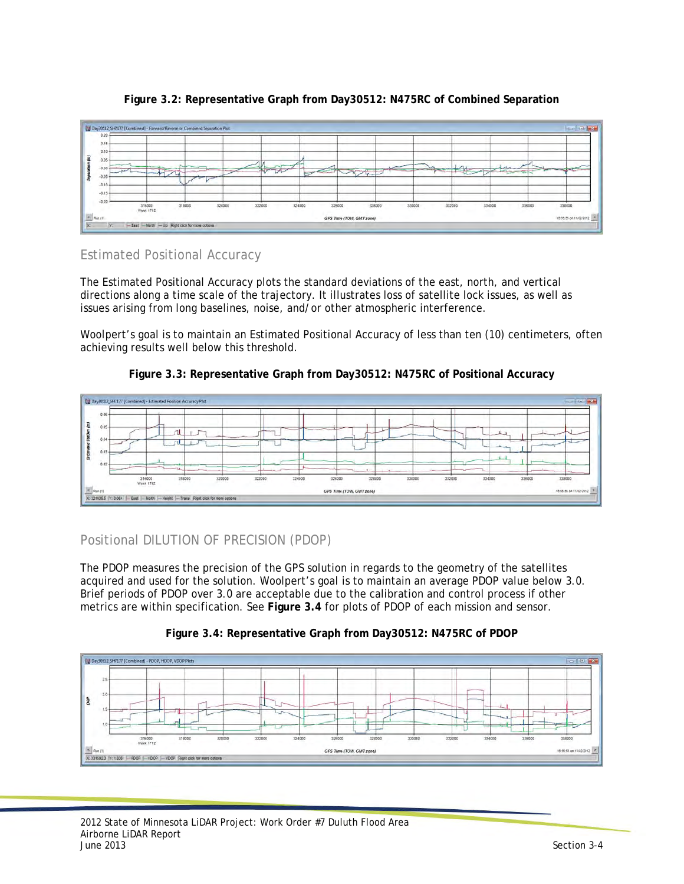**Figure 3.2: Representative Graph from Day30512: N475RC of Combined Separation**

## Estimated Positional Accuracy

The Estimated Positional Accuracy plots the standard deviations of the east, north, and vertical directions along a time scale of the trajectory. It illustrates loss of satellite lock issues, as well as issues arising from long baselines, noise, and/or other atmospheric interference.

Woolpert's goal is to maintain an Estimated Positional Accuracy of less than ten (10) centimeters, often achieving results well below this threshold.

**Figure 3.3: Representative Graph from Day30512: N475RC of Positional Accuracy**

## Positional DILUTION OF PRECISION (PDOP)

The PDOP measures the precision of the GPS solution in regards to the geometry of the satellites acquired and used for the solution. Woolpert's goal is to maintain an average PDOP value below 3.0. Brief periods of PDOP over 3.0 are acceptable due to the calibration and control process if other metrics are within specification. See **Figure 3.4** for plots of PDOP of each mission and sensor.

**Figure 3.4: Representative Graph from Day30512: N475RC of PDOP**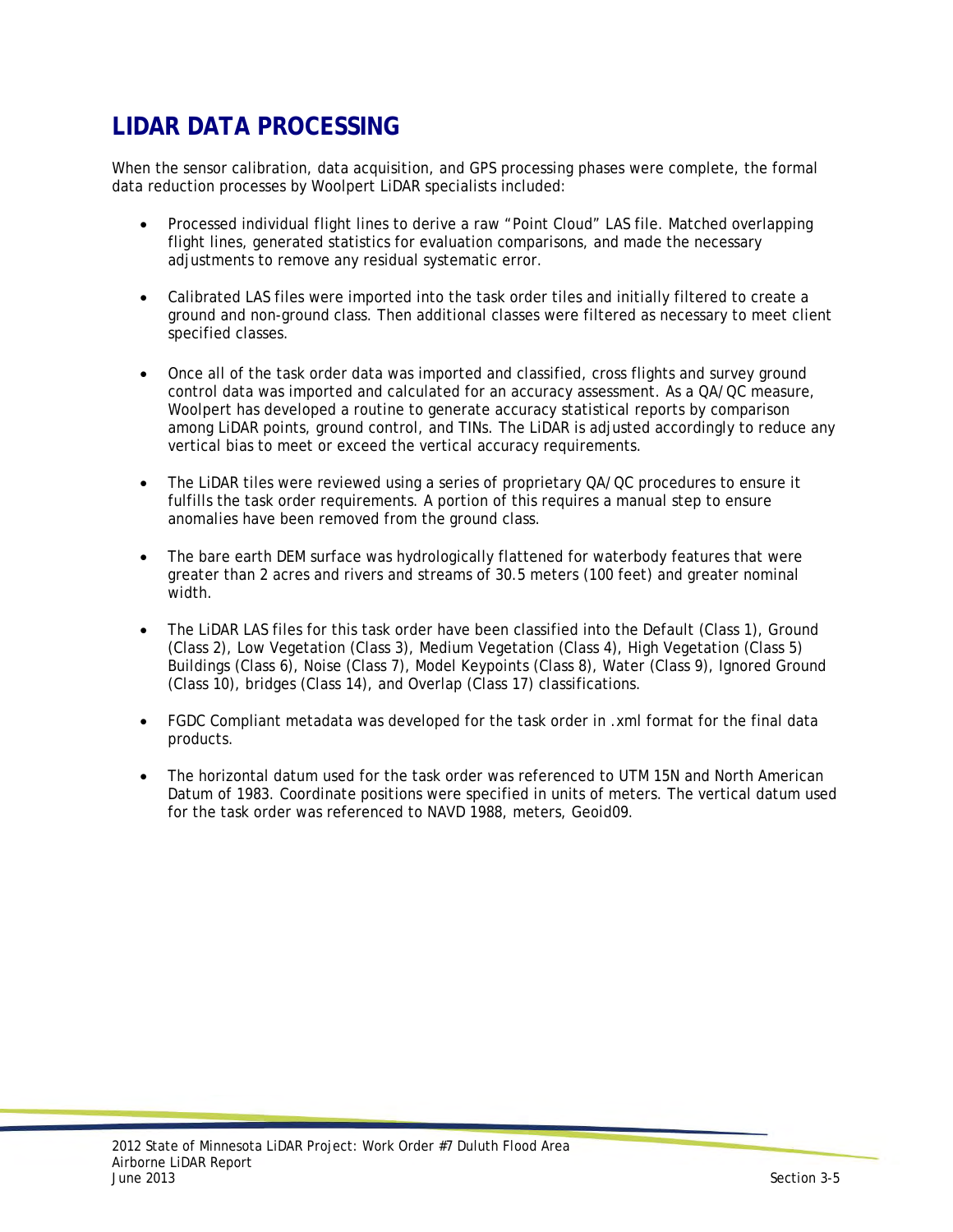# LIDAR DATA PROCESSING

When the sensor calibration, data acquisition, and GPS processing phases were complete, the formal data reduction processes by Woolpert LiDAR specialists included:

- Processed individual flight lines to derive a raw "Point Cloud" LAS file. Matched overlapping flight lines, generated statistics for evaluation comparisons, and made the necessary adjustments to remove any residual systematic error.

- Calibrated LAS files were imported into the task order tiles and initially filtered to create a ground and non-ground class. Then additional classes were filtered as necessary to meet client specified classes.

- Once all of the task order data was imported and classified, cross flights and survey ground control data was imported and calculated for an accuracy assessment. As a QA/QC measure, Woolpert has developed a routine to generate accuracy statistical reports by comparison among LiDAR points, ground control, and TINs. The LiDAR is adjusted accordingly to reduce any vertical bias to meet or exceed the vertical accuracy requirements.

- The LiDAR tiles were reviewed using a series of proprietary QA/QC procedures to ensure it fulfills the task order requirements. A portion of this requires a manual step to ensure anomalies have been removed from the ground class.

- The bare earth DEM surface was hydrologically flattened for waterbody features that were greater than 2 acres and rivers and streams of 30.5 meters (100 feet) and greater nominal width.

- The LiDAR LAS files for this task order have been classified into the Default (Class 1), Ground (Class 2), Low Vegetation (Class 3), Medium Vegetation (Class 4), High Vegetation (Class 5) Buildings (Class 6), Noise (Class 7), Model Keypoints (Class 8), Water (Class 9), Ignored Ground (Class 10), bridges (Class 14), and Overlap (Class 17) classifications.

- FGDC Compliant metadata was developed for the task order in .xml format for the final data products.

- The horizontal datum used for the task order was referenced to UTM 15N and North American Datum of 1983. Coordinate positions were specified in units of meters. The vertical datum used for the task order was referenced to NAVD 1988, meters, Geoid09.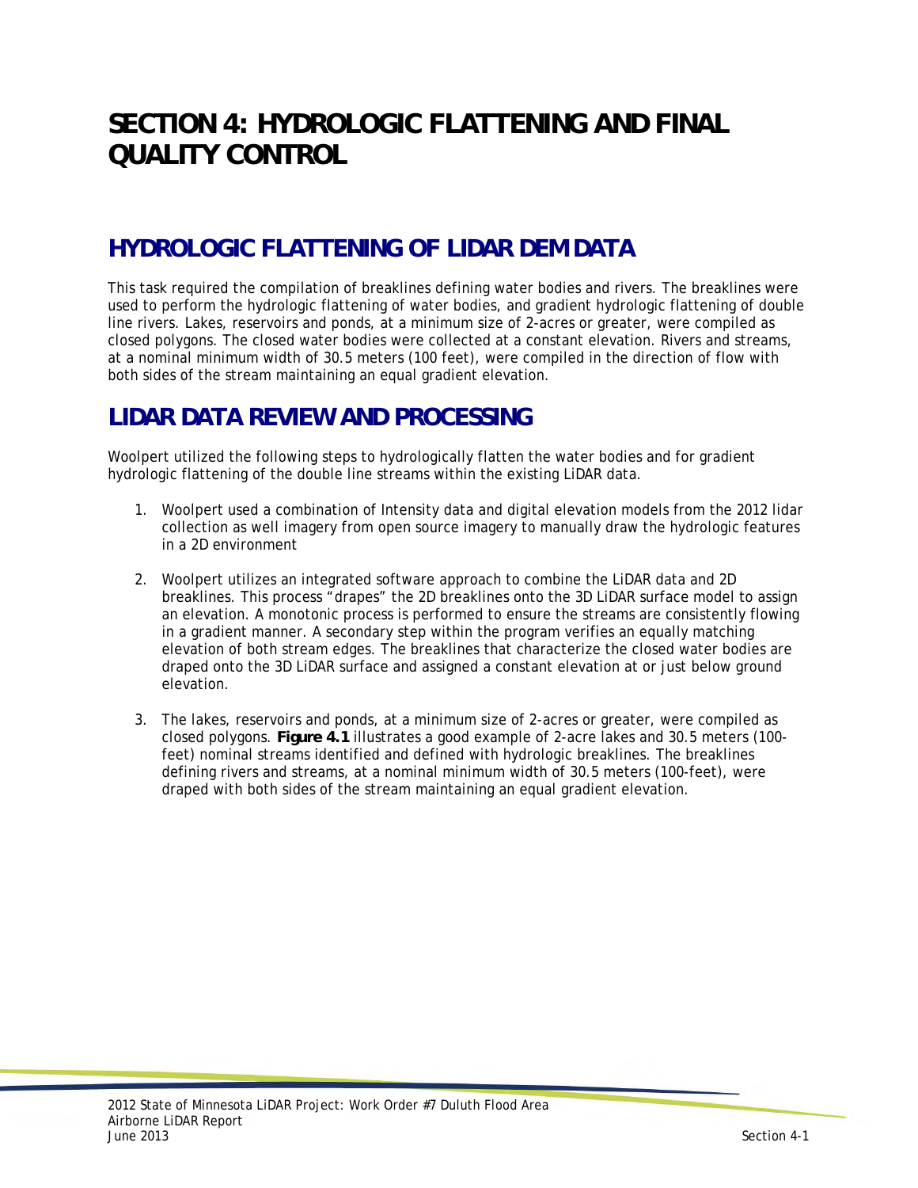# SECTION 4: HYDROLOGIC FLATTENING AND FINAL QUALITY CONTROL

## HYDROLOGIC FLATTENING OF LIDAR DEM DATA

This task required the compilation of breaklines defining water bodies and rivers. The breaklines were used to perform the hydrologic flattening of water bodies, and gradient hydrologic flattening of double line rivers. Lakes, reservoirs and ponds, at a minimum size of 2-acres or greater, were compiled as closed polygons. The closed water bodies were collected at a constant elevation. Rivers and streams, at a nominal minimum width of 30.5 meters (100 feet), were compiled in the direction of flow with both sides of the stream maintaining an equal gradient elevation.

## LIDAR DATA REVIEW AND PROCESSING

Woolpert utilized the following steps to hydrologically flatten the water bodies and for gradient hydrologic flattening of the double line streams within the existing LiDAR data.

1. Woolpert used a combination of Intensity data and digital elevation models from the 2012 lidar collection as well imagery from open source imagery to manually draw the hydrologic features in a 2D environment

2. Woolpert utilizes an integrated software approach to combine the LiDAR data and 2D breaklines. This process "drapes" the 2D breaklines onto the 3D LiDAR surface model to assign an elevation. A monotonic process is performed to ensure the streams are consistently flowing in a gradient manner. A secondary step within the program verifies an equally matching elevation of both stream edges. The breaklines that characterize the closed water bodies are draped onto the 3D LiDAR surface and assigned a constant elevation at or just below ground elevation.

3. The lakes, reservoirs and ponds, at a minimum size of 2-acres or greater, were compiled as closed polygons. **Figure 4.1** illustrates a good example of 2-acre lakes and 30.5 meters (100-feet) nominal streams identified and defined with hydrologic breaklines. The breaklines defining rivers and streams, at a nominal minimum width of 30.5 meters (100-feet), were draped with both sides of the stream maintaining an equal gradient elevation.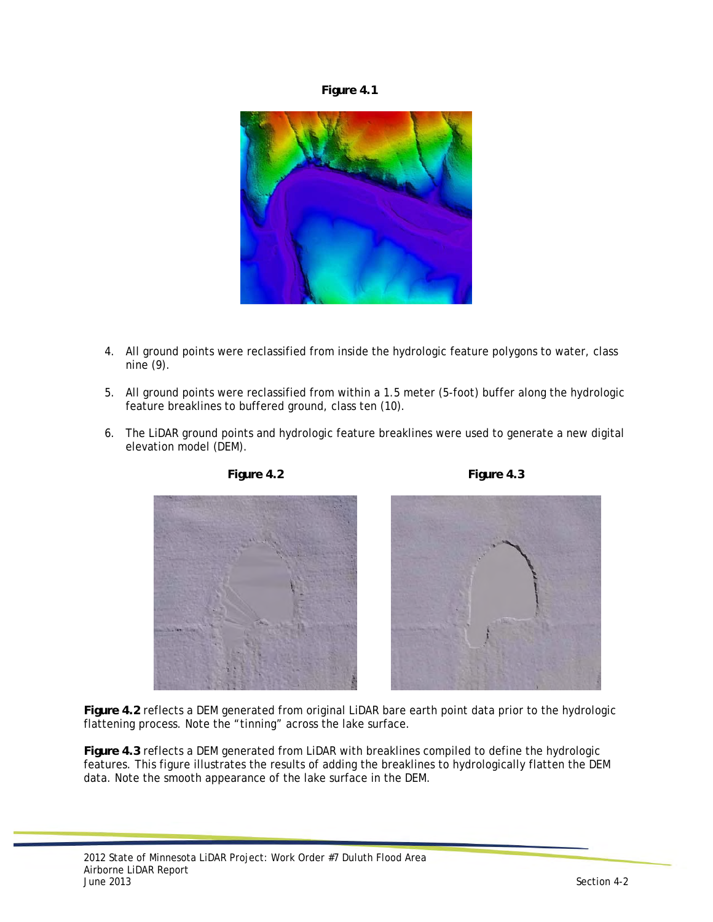**Figure 4.1**

4. All ground points were reclassified from inside the hydrologic feature polygons to water, class nine (9).

5. All ground points were reclassified from within a 1.5 meter (5-foot) buffer along the hydrologic feature breaklines to buffered ground, class ten (10).

6. The LiDAR ground points and hydrologic feature breaklines were used to generate a new digital elevation model (DEM).

**Figure 4.2**

**Figure 4.3**

**Figure 4.2** reflects a DEM generated from original LiDAR bare earth point data prior to the hydrologic flattening process. Note the "tinning" across the lake surface.

**Figure 4.3** reflects a DEM generated from LiDAR with breaklines compiled to define the hydrologic features. This figure illustrates the results of adding the breaklines to hydrologically flatten the DEM data. Note the smooth appearance of the lake surface in the DEM.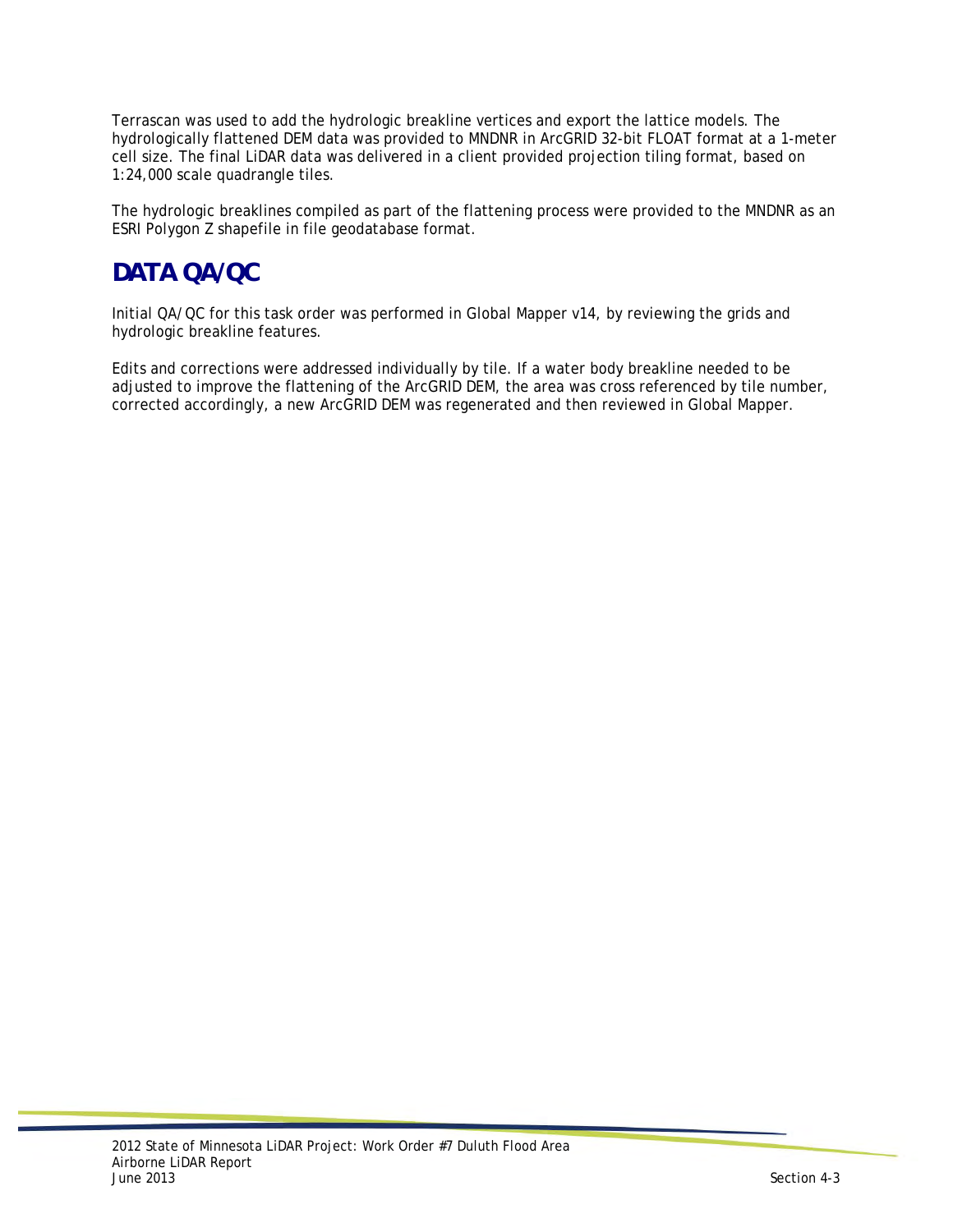Terrascan was used to add the hydrologic breakline vertices and export the lattice models. The hydrologically flattened DEM data was provided to MNDNR in ArcGRID 32-bit FLOAT format at a 1-meter cell size. The final LiDAR data was delivered in a client provided projection tiling format, based on 1:24,000 scale quadrangle tiles.

The hydrologic breaklines compiled as part of the flattening process were provided to the MNDNR as an ESRI Polygon Z shapefile in file geodatabase format.

## DATA QA/QC

Initial QA/QC for this task order was performed in Global Mapper v14, by reviewing the grids and hydrologic breakline features.

Edits and corrections were addressed individually by tile. If a water body breakline needed to be adjusted to improve the flattening of the ArcGRID DEM, the area was cross referenced by tile number, corrected accordingly, a new ArcGRID DEM was regenerated and then reviewed in Global Mapper.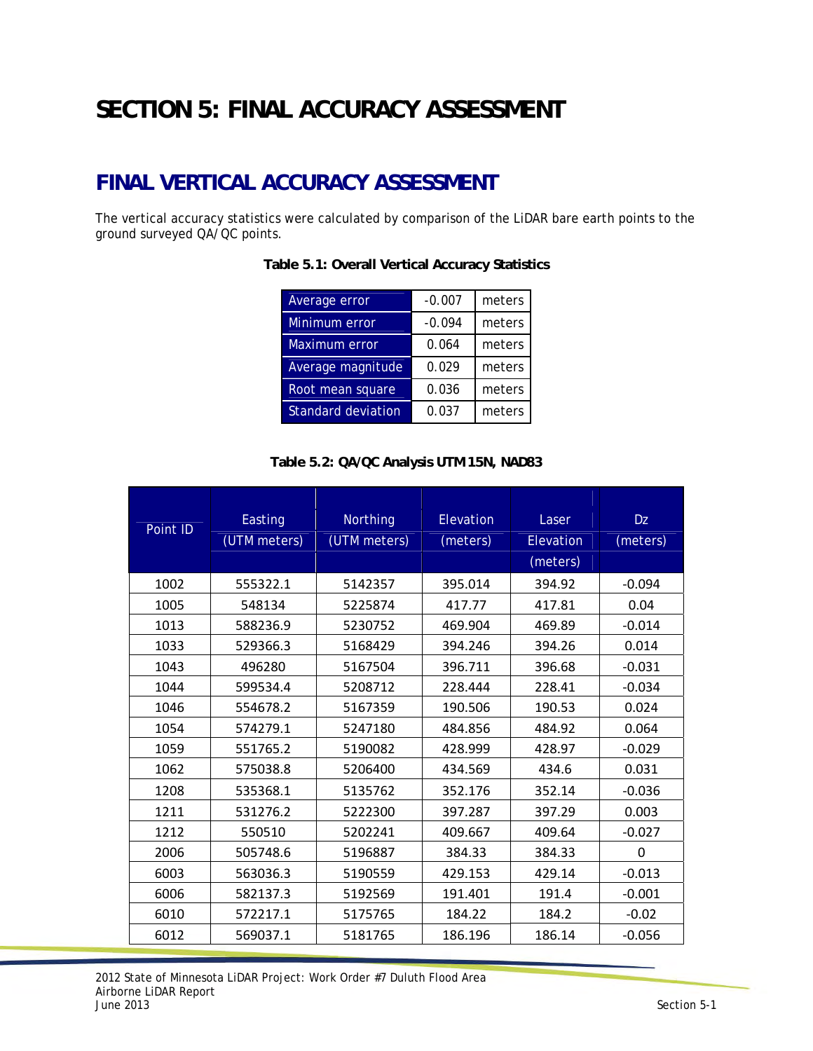# SECTION 5: FINAL ACCURACY ASSESSMENT

## FINAL VERTICAL ACCURACY ASSESSMENT

The vertical accuracy statistics were calculated by comparison of the LiDAR bare earth points to the ground surveyed QA/QC points.

**Table 5.1: Overall Vertical Accuracy Statistics**

| | | |
|---|---|---|
| Average error | -0.007 | meters |
| Minimum error | -0.094 | meters |
| Maximum error | 0.064 | meters |
| Average magnitude | 0.029 | meters |
| Root mean square | 0.036 | meters |
| Standard deviation | 0.037 | meters |

**Table 5.2: QA/QC Analysis UTM 15N, NAD83**

| Point ID | Easting (UTM meters) | Northing (UTM meters) | Elevation (meters) | Laser Elevation (meters) | Dz (meters) |
|---|---|---|---|---|---|
| 1002 | 555322.1 | 5142357 | 395.014 | 394.92 | -0.094 |
| 1005 | 548134 | 5225874 | 417.77 | 417.81 | 0.04 |
| 1013 | 588236.9 | 5230752 | 469.904 | 469.89 | -0.014 |
| 1033 | 529366.3 | 5168429 | 394.246 | 394.26 | 0.014 |
| 1043 | 496280 | 5167504 | 396.711 | 396.68 | -0.031 |
| 1044 | 599534.4 | 5208712 | 228.444 | 228.41 | -0.034 |
| 1046 | 554678.2 | 5167359 | 190.506 | 190.53 | 0.024 |
| 1054 | 574279.1 | 5247180 | 484.856 | 484.92 | 0.064 |
| 1059 | 551765.2 | 5190082 | 428.999 | 428.97 | -0.029 |
| 1062 | 575038.8 | 5206400 | 434.569 | 434.6 | 0.031 |
| 1208 | 535368.1 | 5135762 | 352.176 | 352.14 | -0.036 |
| 1211 | 531276.2 | 5222300 | 397.287 | 397.29 | 0.003 |
| 1212 | 550510 | 5202241 | 409.667 | 409.64 | -0.027 |
| 2006 | 505748.6 | 5196887 | 384.33 | 384.33 | 0 |
| 6003 | 563036.3 | 5190559 | 429.153 | 429.14 | -0.013 |
| 6006 | 582137.3 | 5192569 | 191.401 | 191.4 | -0.001 |
| 6010 | 572217.1 | 5175765 | 184.22 | 184.2 | -0.02 |
| 6012 | 569037.1 | 5181765 | 186.196 | 186.14 | -0.056 |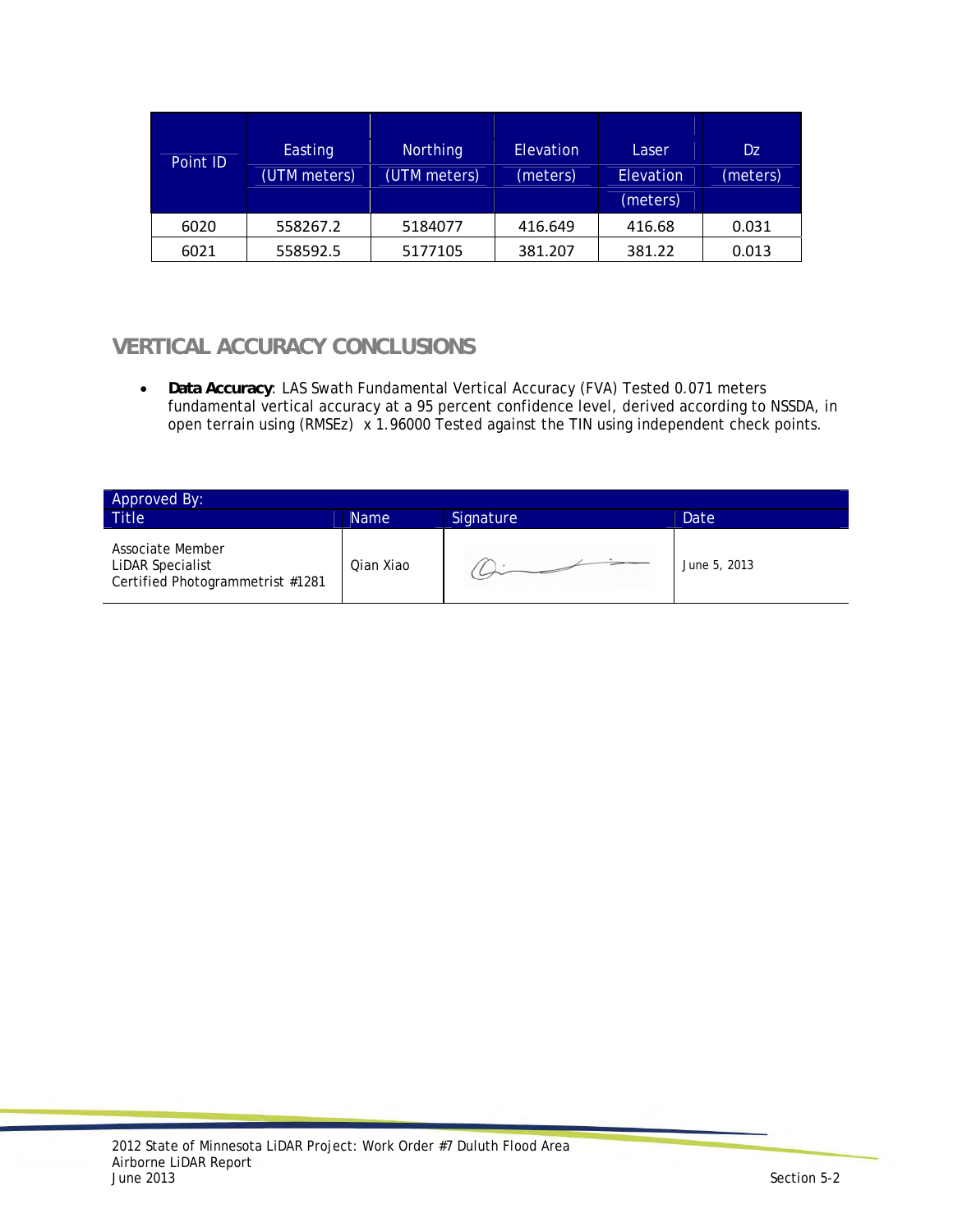| Point ID | Easting (UTM meters) | Northing (UTM meters) | Elevation (meters) | Laser Elevation (meters) | Dz (meters) |
|---|---|---|---|---|---|
| 6020 | 558267.2 | 5184077 | 416.649 | 416.68 | 0.031 |
| 6021 | 558592.5 | 5177105 | 381.207 | 381.22 | 0.013 |

## VERTICAL ACCURACY CONCLUSIONS

- **Data Accuracy**: LAS Swath Fundamental Vertical Accuracy (FVA) Tested 0.071 meters fundamental vertical accuracy at a 95 percent confidence level, derived according to NSSDA, in open terrain using (RMSEz) x 1.96000 Tested against the TIN using independent check points.

| Approved By: | | | |
|---|---|---|---|
| Title | Name | Signature | Date |
| Associate Member<br>LiDAR Specialist<br>Certified Photogrammetrist #1281 | Qian Xiao | | June 5, 2013 |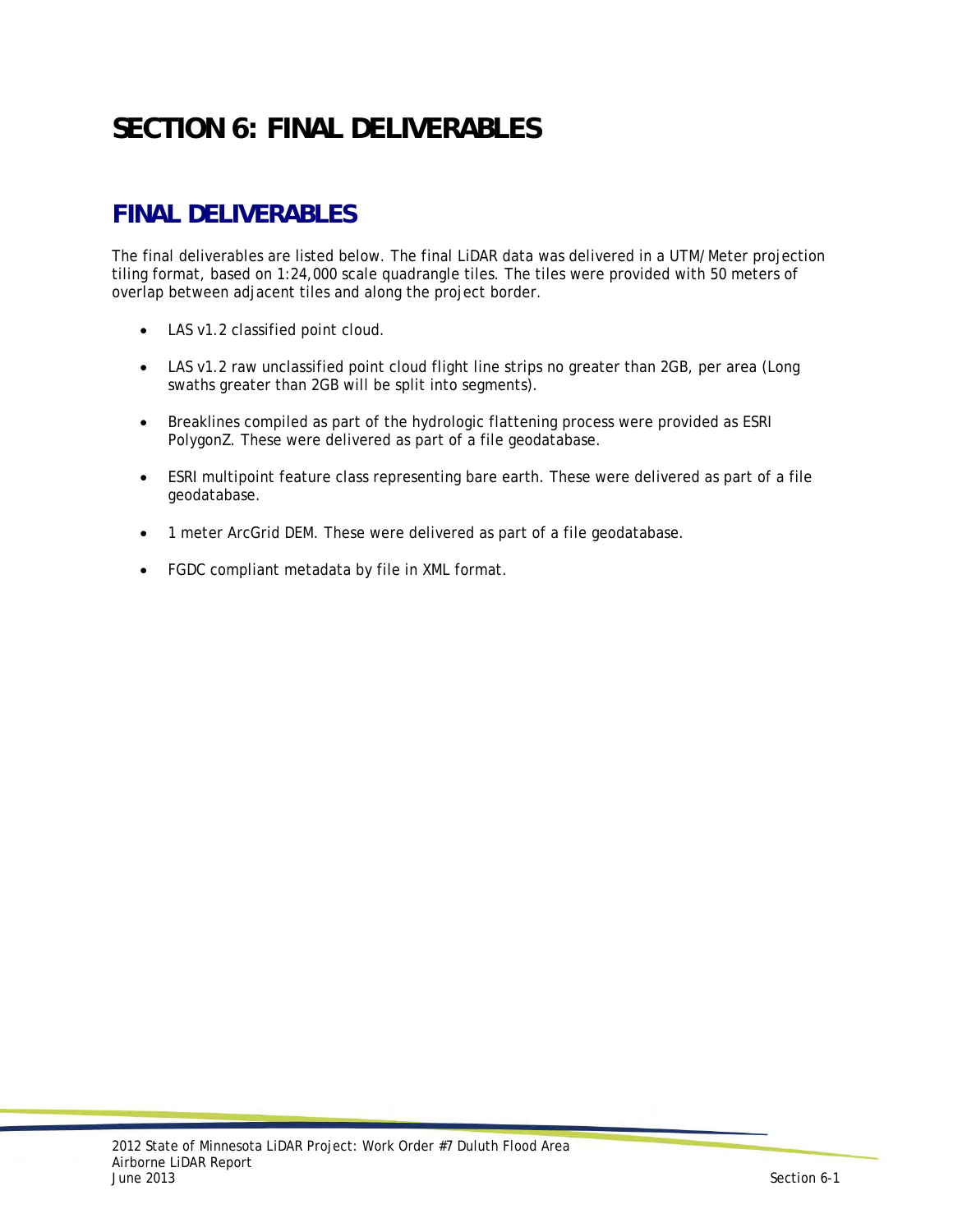# SECTION 6: FINAL DELIVERABLES

## FINAL DELIVERABLES

The final deliverables are listed below. The final LiDAR data was delivered in a UTM/Meter projection tiling format, based on 1:24,000 scale quadrangle tiles. The tiles were provided with 50 meters of overlap between adjacent tiles and along the project border.

- LAS v1.2 classified point cloud.
- LAS v1.2 raw unclassified point cloud flight line strips no greater than 2GB, per area (Long swaths greater than 2GB will be split into segments).
- Breaklines compiled as part of the hydrologic flattening process were provided as ESRI PolygonZ. These were delivered as part of a file geodatabase.
- ESRI multipoint feature class representing bare earth. These were delivered as part of a file geodatabase.
- 1 meter ArcGrid DEM. These were delivered as part of a file geodatabase.
- FGDC compliant metadata by file in XML format.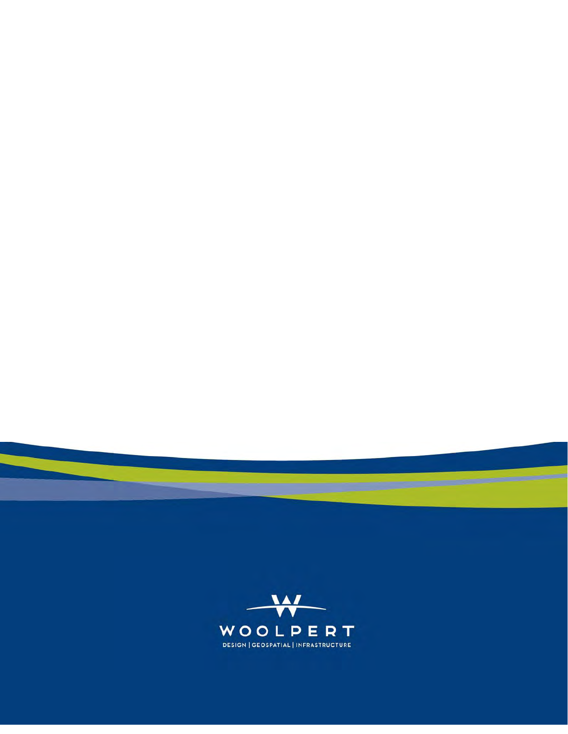WOOLPERT

DESIGN | GEOSPATIAL | INFRASTRUCTURE